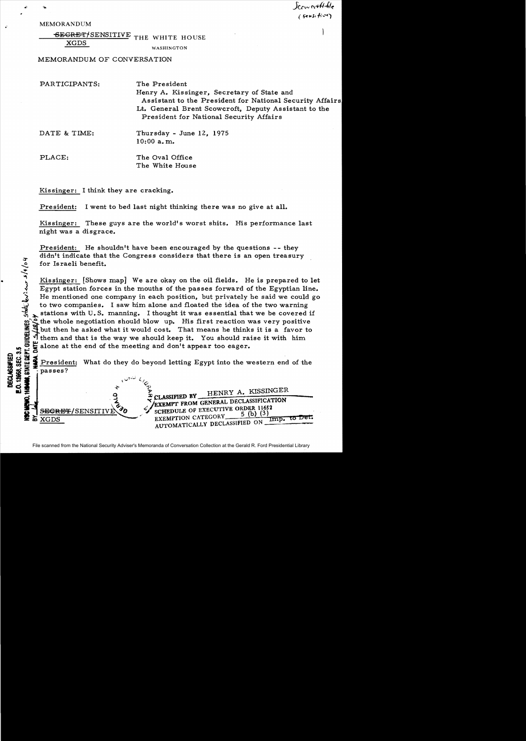Scowcroft file
(sensitive)

MEMORANDUM

~~SECRET~~/SENSITIVE THE WHITE HOUSE
XGDS

WASHINGTON

MEMORANDUM OF CONVERSATION

| | |
|---|---|
| PARTICIPANTS: | The President<br>Henry A. Kissinger, Secretary of State and Assistant to the President for National Security Affairs<br>Lt. General Brent Scowcroft, Deputy Assistant to the President for National Security Affairs |
| DATE & TIME: | Thursday - June 12, 1975<br>10:00 a.m. |
| PLACE: | The Oval Office<br>The White House |

Kissinger: I think they are cracking.

President: I went to bed last night thinking there was no give at all.

Kissinger: These guys are the world's worst shits. His performance last night was a disgrace.

President: He shouldn't have been encouraged by the questions -- they didn't indicate that the Congress considers that there is an open treasury for Israeli benefit.

Kissinger: [Shows map] We are okay on the oil fields. He is prepared to let Egypt station forces in the mouths of the passes forward of the Egyptian line. He mentioned one company in each position, but privately he said we could go to two companies. I saw him alone and floated the idea of the two warning stations with U.S. manning. I thought it was essential that we be covered if the whole negotiation should blow up. His first reaction was very positive but then he asked what it would cost. That means he thinks it is a favor to them and that is the way we should keep it. You should raise it with him alone at the end of the meeting and don't appear too eager.

President: What do they do beyond letting Egypt into the western end of the passes?

DECLASSIFIED
E.O. 12958, SEC. 3.5
NSC MEMO, 11/24/98, STATE DEPT. GUIDELINES State Review 3/9/04
BY [illegible] NARA, DATE 5/18/04

~~SECRET~~/SENSITIVE
XGDS

CLASSIFIED BY HENRY A. KISSINGER
EXEMPT FROM GENERAL DECLASSIFICATION
SCHEDULE OF EXECUTIVE ORDER 11652
EXEMPTION CATEGORY 5 (b) (3)
AUTOMATICALLY DECLASSIFIED ON Imp. to Det.

File scanned from the National Security Adviser's Memoranda of Conversation Collection at the Gerald R. Ford Presidential Library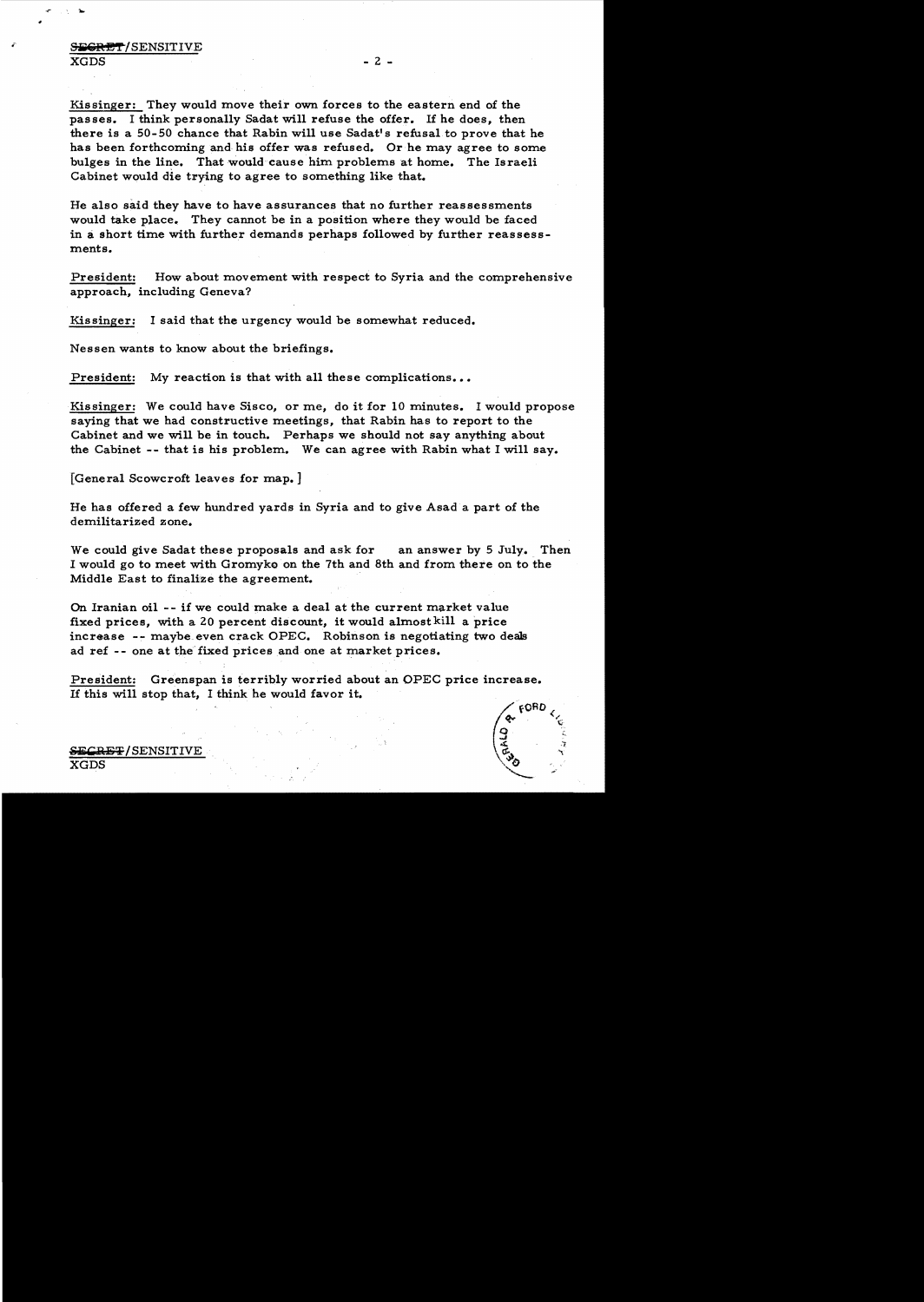Kissinger: They would move their own forces to the eastern end of the passes. I think personally Sadat will refuse the offer. If he does, then there is a 50-50 chance that Rabin will use Sadat's refusal to prove that he has been forthcoming and his offer was refused. Or he may agree to some bulges in the line. That would cause him problems at home. The Israeli Cabinet would die trying to agree to something like that.

He also said they have to have assurances that no further reassessments would take place. They cannot be in a position where they would be faced in a short time with further demands perhaps followed by further reassessments.

President: How about movement with respect to Syria and the comprehensive approach, including Geneva?

Kissinger: I said that the urgency would be somewhat reduced.

Nessen wants to know about the briefings.

President: My reaction is that with all these complications...

Kissinger: We could have Sisco, or me, do it for 10 minutes. I would propose saying that we had constructive meetings, that Rabin has to report to the Cabinet and we will be in touch. Perhaps we should not say anything about the Cabinet -- that is his problem. We can agree with Rabin what I will say.

[General Scowcroft leaves for map.]

He has offered a few hundred yards in Syria and to give Asad a part of the demilitarized zone.

We could give Sadat these proposals and ask for an answer by 5 July. Then I would go to meet with Gromyko on the 7th and 8th and from there on to the Middle East to finalize the agreement.

On Iranian oil -- if we could make a deal at the current market value fixed prices, with a 20 percent discount, it would almost kill a price increase -- maybe even crack OPEC. Robinson is negotiating two deals ad ref -- one at the fixed prices and one at market prices.

President: Greenspan is terribly worried about an OPEC price increase. If this will stop that, I think he would favor it.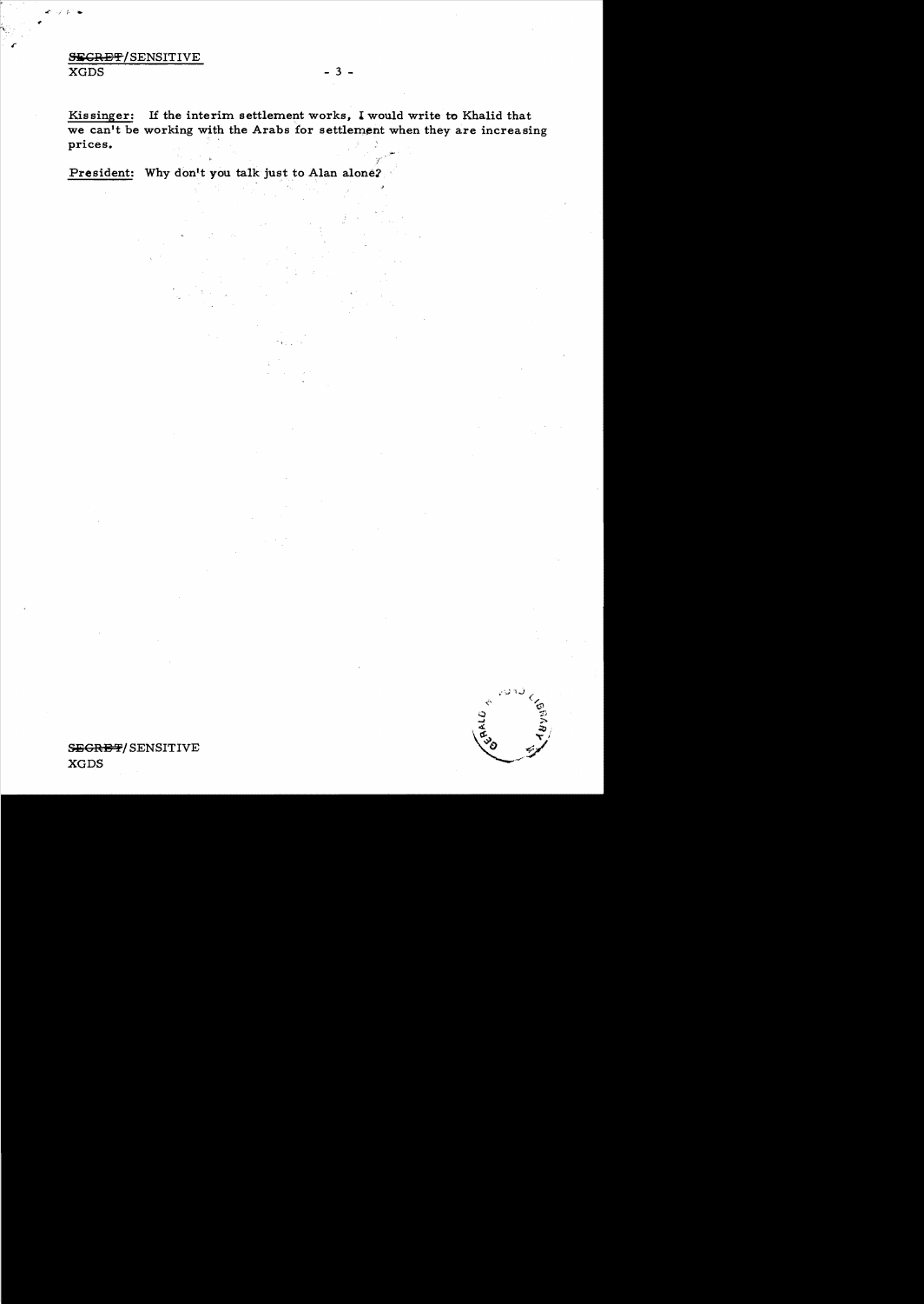**Kissinger:** If the interim settlement works, I would write to Khalid that we can't be working with the Arabs for settlement when they are increasing prices.

**President:** Why don't you talk just to Alan alone?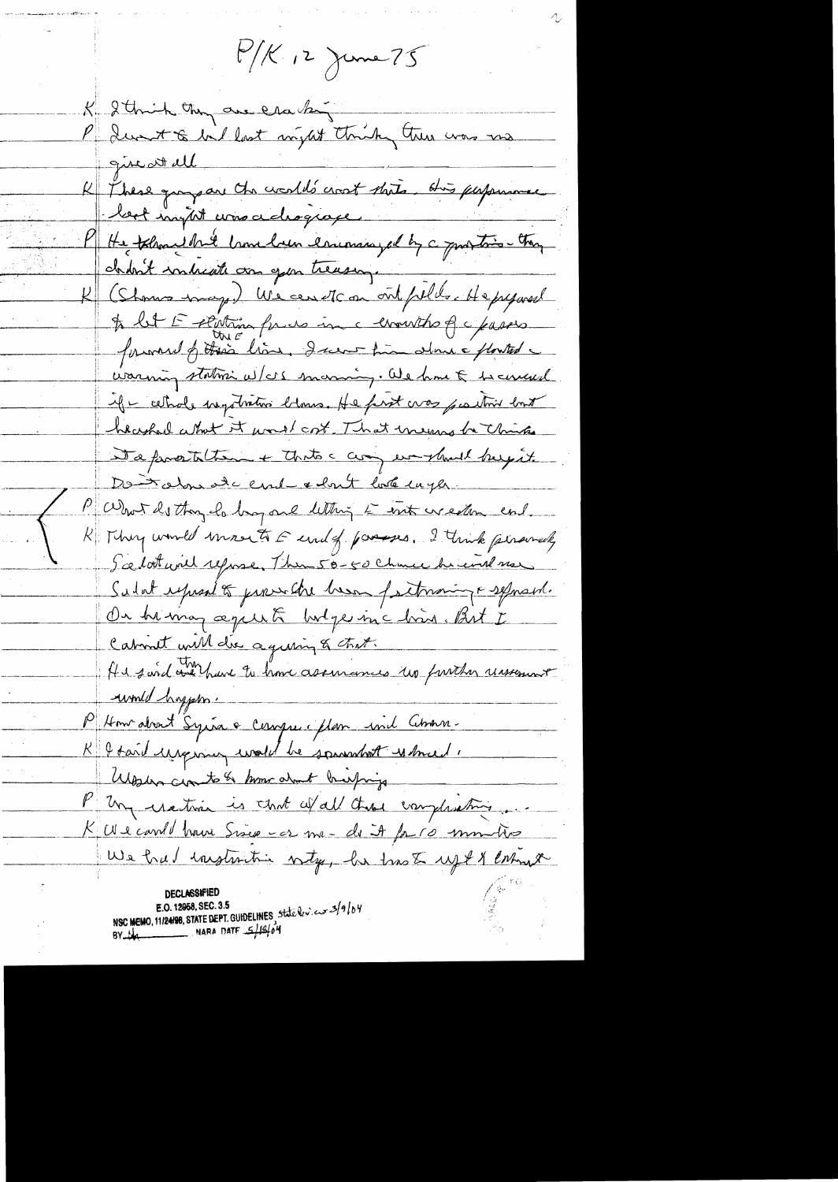P/K, 12 June 75

K: I think they are cracking.

P: Last to tell last night thinking there was no give at all.

K: These guys are the world's worst shits. This performance last night was a disgrace.

P: He talked about [illegible] encouraged by [illegible] - they didn't indicate on your treasury.

K: (Shows map) We can stick on oil fields. He proposed to let E station [illegible] in the mouths of the passes forward of this line. I came [illegible] above the floated warning station w/US manning. We have to be careful if whole negotiation blows. He first was positive but backed what it would cost. That means he thinks it's favorable + that's the way we should keep it. Don't alone at the end - I don't look eager.

P: What do they do beyond letting E into western end.

K: They would move to E end of passes. I think personally Sadat will refuse. Then 50-50 chance he could use. Sadat refused to give the heavy [illegible] + refused. Or he may agree to hedge in the [illegible]. But I [illegible] Cabinet will be arguing over that.

He said they have to have assurances no further movement would happen.

P: How about Syria + Congress + plan with Ginsburg.

K: I said urgency would be somewhat reduced. Wasn't [illegible] about briefing.

P: My reaction is that w/all these complications ...

K: We could have Sisco - or me - do it for 10 minutes. We had instruction [illegible], but [illegible] up + continue

DECLASSIFIED
E.O. 12958, SEC. 3.5
NSC MEMO, 11/24/98, STATE DEPT. GUIDELINES State Rev. 3/9/04
BY [illegible] NARA DATE 5/18/04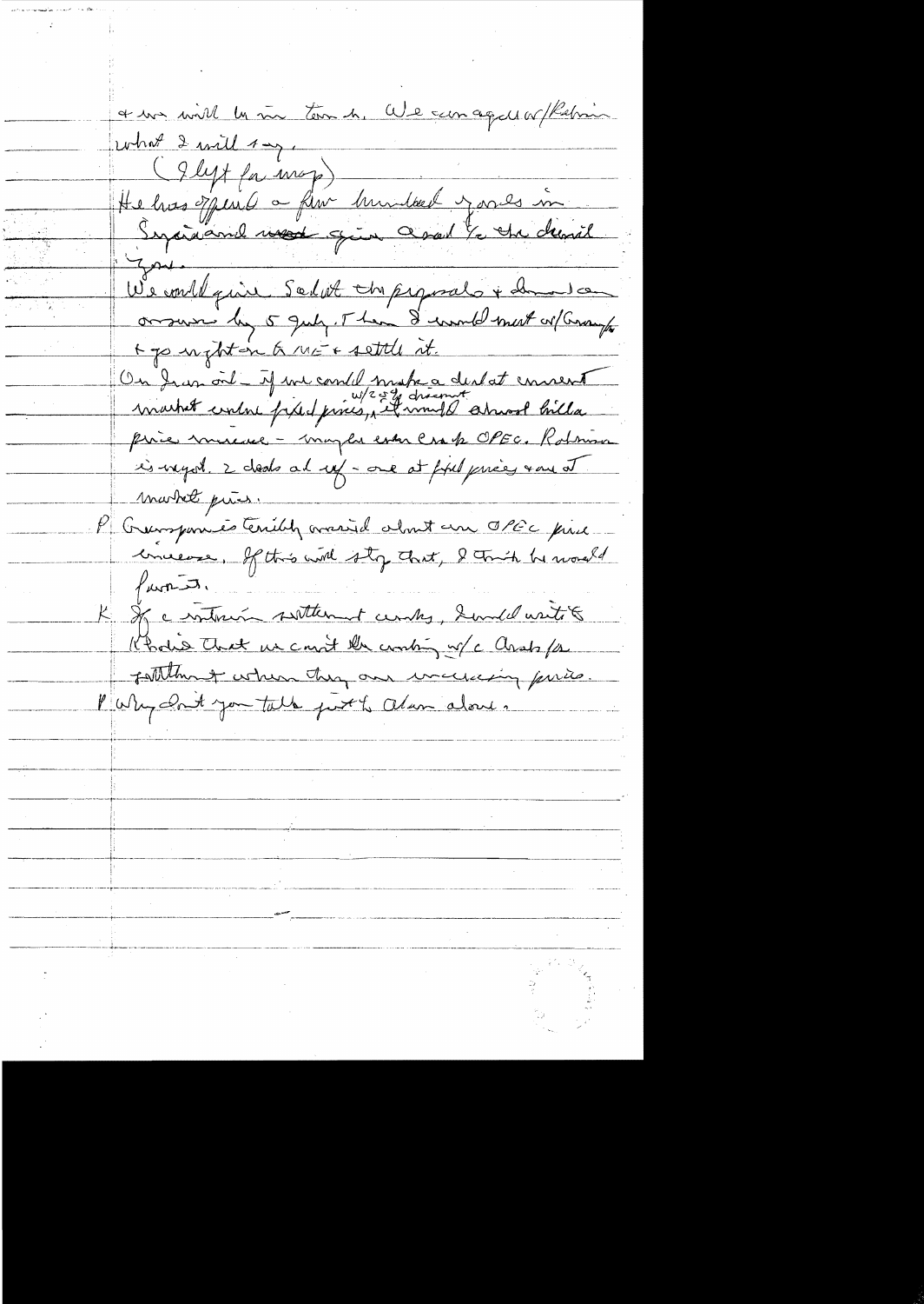& we will be in touch. We can agree w/Rabin what I will say.

(I left for map)

He has offered a few hundred yards in Syria and would give a road to the Druze zone.

We could give Sadat the proposals & demand an answer by 5 July. Then I would meet w/Gromyko & go right on to ME & settle it.

On Iran oil – if we could make a deal at current market value fixed prices, w/2-3% discount it would almost kill a price increase – maybe even crack OPEC. Robinson is urgent. 2 deals at ref – one at fixed prices & one at market price.

P Greenspan is terribly worried about an OPEC price increase. If this would stop that, I think he would favor it.

K If a interim settlement works, I would write to Khalid that we can't be working w/ the Arabs for settlement when they are increasing prices.

P Why don't you talk just to Alan alone.